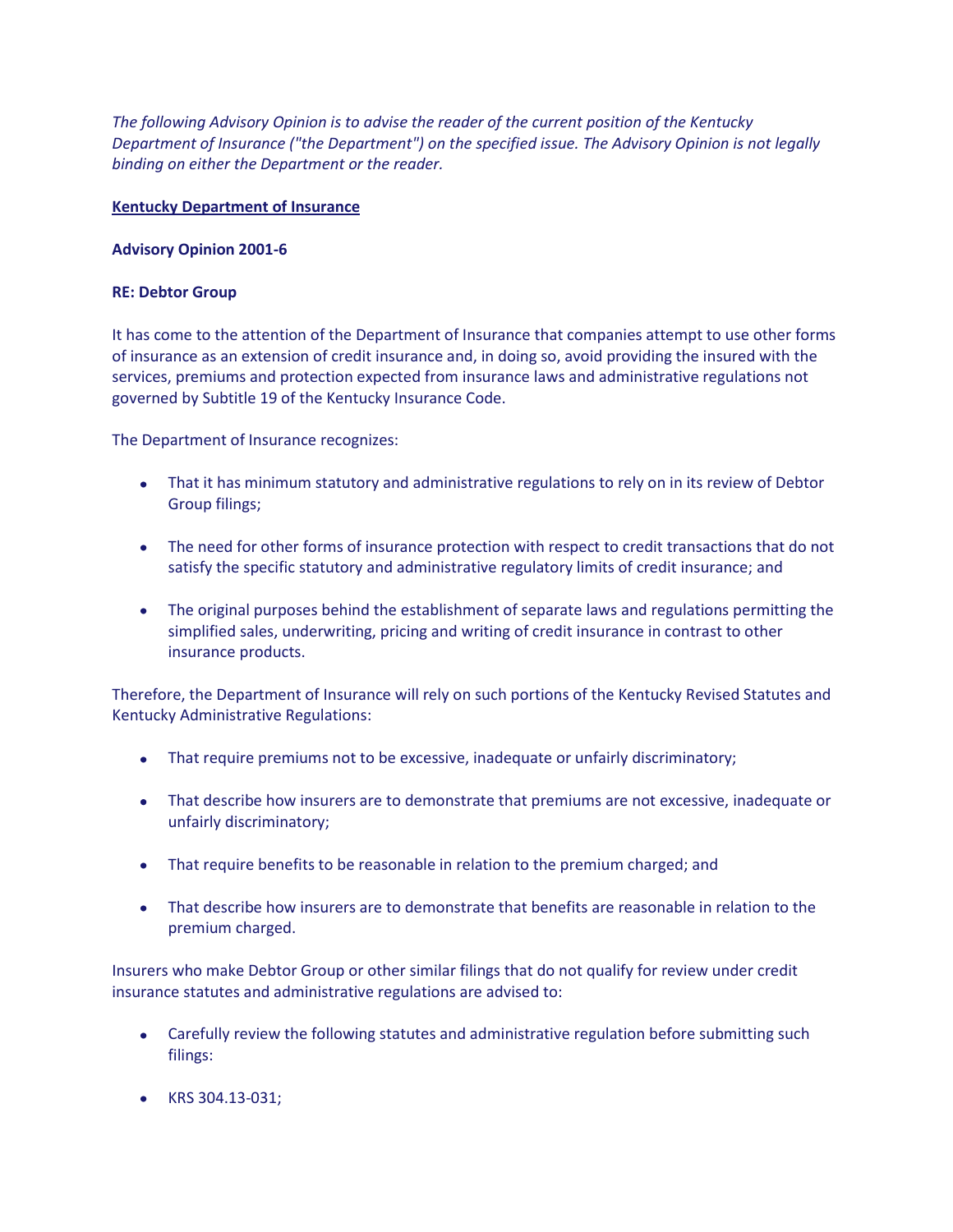*The following Advisory Opinion is to advise the reader of the current position of the Kentucky Department of Insurance ("the Department") on the specified issue. The Advisory Opinion is not legally binding on either the Department or the reader.*

**Kentucky Department of Insurance**

**Advisory Opinion 2001-6**

**RE: Debtor Group**

It has come to the attention of the Department of Insurance that companies attempt to use other forms of insurance as an extension of credit insurance and, in doing so, avoid providing the insured with the services, premiums and protection expected from insurance laws and administrative regulations not governed by Subtitle 19 of the Kentucky Insurance Code.

The Department of Insurance recognizes:

- That it has minimum statutory and administrative regulations to rely on in its review of Debtor Group filings;
- The need for other forms of insurance protection with respect to credit transactions that do not satisfy the specific statutory and administrative regulatory limits of credit insurance; and
- The original purposes behind the establishment of separate laws and regulations permitting the simplified sales, underwriting, pricing and writing of credit insurance in contrast to other insurance products.

Therefore, the Department of Insurance will rely on such portions of the Kentucky Revised Statutes and Kentucky Administrative Regulations:

- That require premiums not to be excessive, inadequate or unfairly discriminatory;
- That describe how insurers are to demonstrate that premiums are not excessive, inadequate or unfairly discriminatory;
- That require benefits to be reasonable in relation to the premium charged; and
- That describe how insurers are to demonstrate that benefits are reasonable in relation to the premium charged.

Insurers who make Debtor Group or other similar filings that do not qualify for review under credit insurance statutes and administrative regulations are advised to:

- Carefully review the following statutes and administrative regulation before submitting such filings:
- KRS 304.13-031;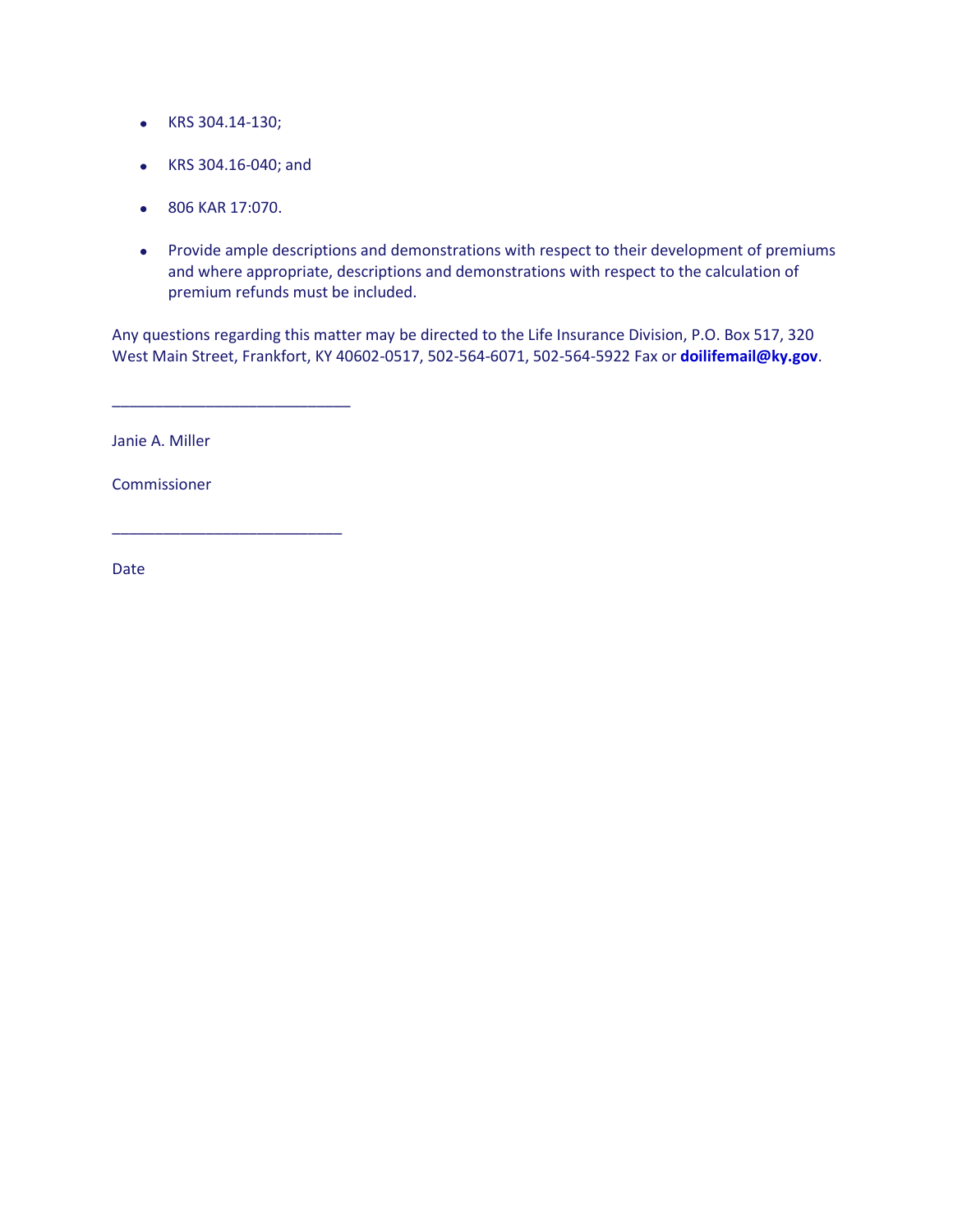- KRS 304.14-130;
- KRS 304.16-040; and
- 806 KAR 17:070.
- Provide ample descriptions and demonstrations with respect to their development of premiums and where appropriate, descriptions and demonstrations with respect to the calculation of premium refunds must be included.

Any questions regarding this matter may be directed to the Life Insurance Division, P.O. Box 517, 320 West Main Street, Frankfort, KY 40602-0517, 502-564-6071, 502-564-5922 Fax or **doilifemail@ky.gov**.

___________________________

Janie A. Miller

Commissioner

__________________________

Date